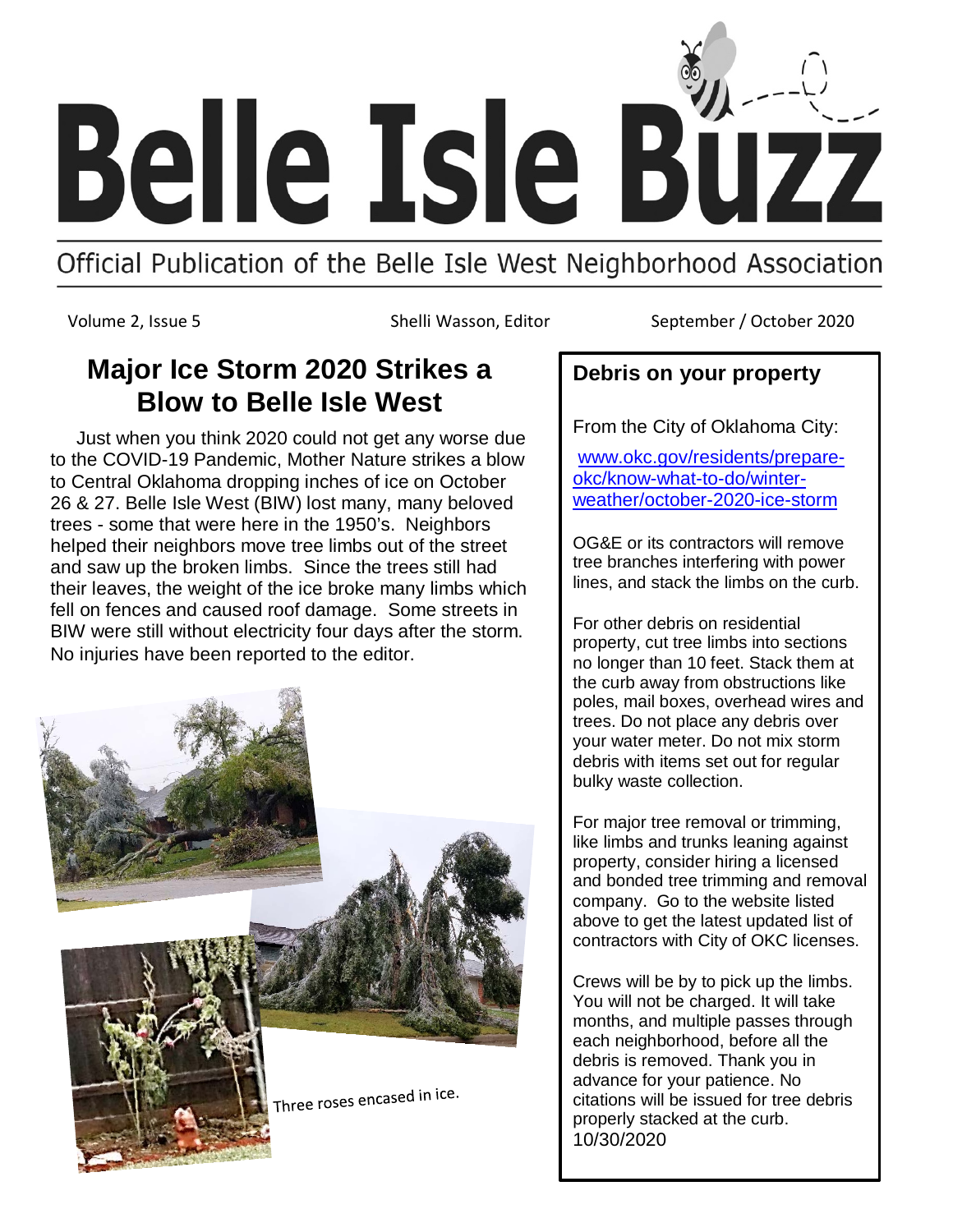# Belle Isle Buzz

Official Publication of the Belle Isle West Neighborhood Association

Volume 2, Issue 5 — Shelli Wasson, Editor — September / October 2020

## Major Ice Storm 2020 Strikes a Blow to Belle Isle West

Just when you think 2020 could not get any worse due to the COVID-19 Pandemic, Mother Nature strikes a blow to Central Oklahoma dropping inches of ice on October 26 & 27. Belle Isle West (BIW) lost many, many beloved trees - some that were here in the 1950's. Neighbors helped their neighbors move tree limbs out of the street and saw up the broken limbs. Since the trees still had their leaves, the weight of the ice broke many limbs which fell on fences and caused roof damage. Some streets in BIW were still without electricity four days after the storm. No injuries have been reported to the editor.

Three roses encased in ice.

### Debris on your property

From the City of Oklahoma City:

[www.okc.gov/residents/prepare-okc/know-what-to-do/winter-weather/october-2020-ice-storm](www.okc.gov/residents/prepare-okc/know-what-to-do/winter-weather/october-2020-ice-storm)

OG&E or its contractors will remove tree branches interfering with power lines, and stack the limbs on the curb.

For other debris on residential property, cut tree limbs into sections no longer than 10 feet. Stack them at the curb away from obstructions like poles, mail boxes, overhead wires and trees. Do not place any debris over your water meter. Do not mix storm debris with items set out for regular bulky waste collection.

For major tree removal or trimming, like limbs and trunks leaning against property, consider hiring a licensed and bonded tree trimming and removal company. Go to the website listed above to get the latest updated list of contractors with City of OKC licenses.

Crews will be by to pick up the limbs. You will not be charged. It will take months, and multiple passes through each neighborhood, before all the debris is removed. Thank you in advance for your patience. No citations will be issued for tree debris properly stacked at the curb.
10/30/2020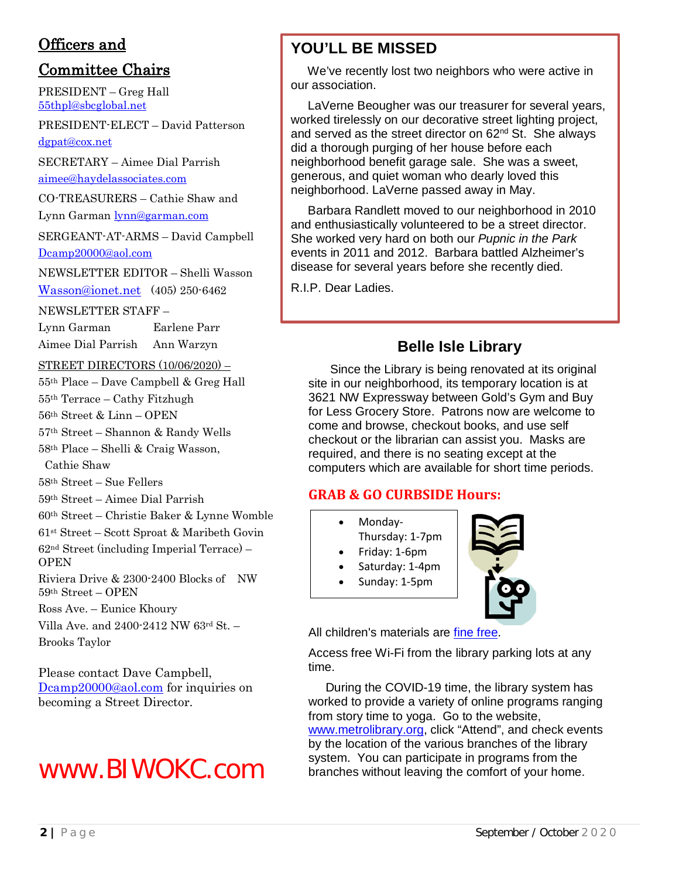## Officers and Committee Chairs

PRESIDENT – Greg Hall 55thpl@sbcglobal.net

PRESIDENT-ELECT – David Patterson dgpat@cox.net

SECRETARY – Aimee Dial Parrish aimee@haydelassociates.com

CO-TREASURERS – Cathie Shaw and Lynn Garman lynn@garman.com

SERGEANT-AT-ARMS – David Campbell Dcamp20000@aol.com

NEWSLETTER EDITOR – Shelli Wasson Wasson@ionet.net (405) 250-6462

NEWSLETTER STAFF –
Lynn Garman　Earlene Parr
Aimee Dial Parrish　Ann Warzyn

STREET DIRECTORS (10/06/2020) –

55th Place – Dave Campbell & Greg Hall
55th Terrace – Cathy Fitzhugh
56th Street & Linn – OPEN
57th Street – Shannon & Randy Wells
58th Place – Shelli & Craig Wasson, Cathie Shaw
58th Street – Sue Fellers
59th Street – Aimee Dial Parrish
60th Street – Christie Baker & Lynne Womble
61st Street – Scott Sproat & Maribeth Govin
62nd Street (including Imperial Terrace) – OPEN
Riviera Drive & 2300-2400 Blocks of NW 59th Street – OPEN
Ross Ave. – Eunice Khoury
Villa Ave. and 2400-2412 NW 63rd St. – Brooks Taylor

Please contact Dave Campbell, Dcamp20000@aol.com for inquiries on becoming a Street Director.

www.BIWOKC.com

## YOU'LL BE MISSED

We've recently lost two neighbors who were active in our association.

LaVerne Beougher was our treasurer for several years, worked tirelessly on our decorative street lighting project, and served as the street director on 62nd St. She always did a thorough purging of her house before each neighborhood benefit garage sale. She was a sweet, generous, and quiet woman who dearly loved this neighborhood. LaVerne passed away in May.

Barbara Randlett moved to our neighborhood in 2010 and enthusiastically volunteered to be a street director. She worked very hard on both our *Pupnic in the Park* events in 2011 and 2012. Barbara battled Alzheimer's disease for several years before she recently died.

R.I.P. Dear Ladies.

## Belle Isle Library

Since the Library is being renovated at its original site in our neighborhood, its temporary location is at 3621 NW Expressway between Gold's Gym and Buy for Less Grocery Store. Patrons now are welcome to come and browse, checkout books, and use self checkout or the librarian can assist you. Masks are required, and there is no seating except at the computers which are available for short time periods.

### GRAB & GO CURBSIDE Hours:

- Monday-Thursday: 1-7pm
- Friday: 1-6pm
- Saturday: 1-4pm
- Sunday: 1-5pm

All children's materials are fine free.

Access free Wi-Fi from the library parking lots at any time.

During the COVID-19 time, the library system has worked to provide a variety of online programs ranging from story time to yoga. Go to the website, www.metrolibrary.org, click "Attend", and check events by the location of the various branches of the library system. You can participate in programs from the branches without leaving the comfort of your home.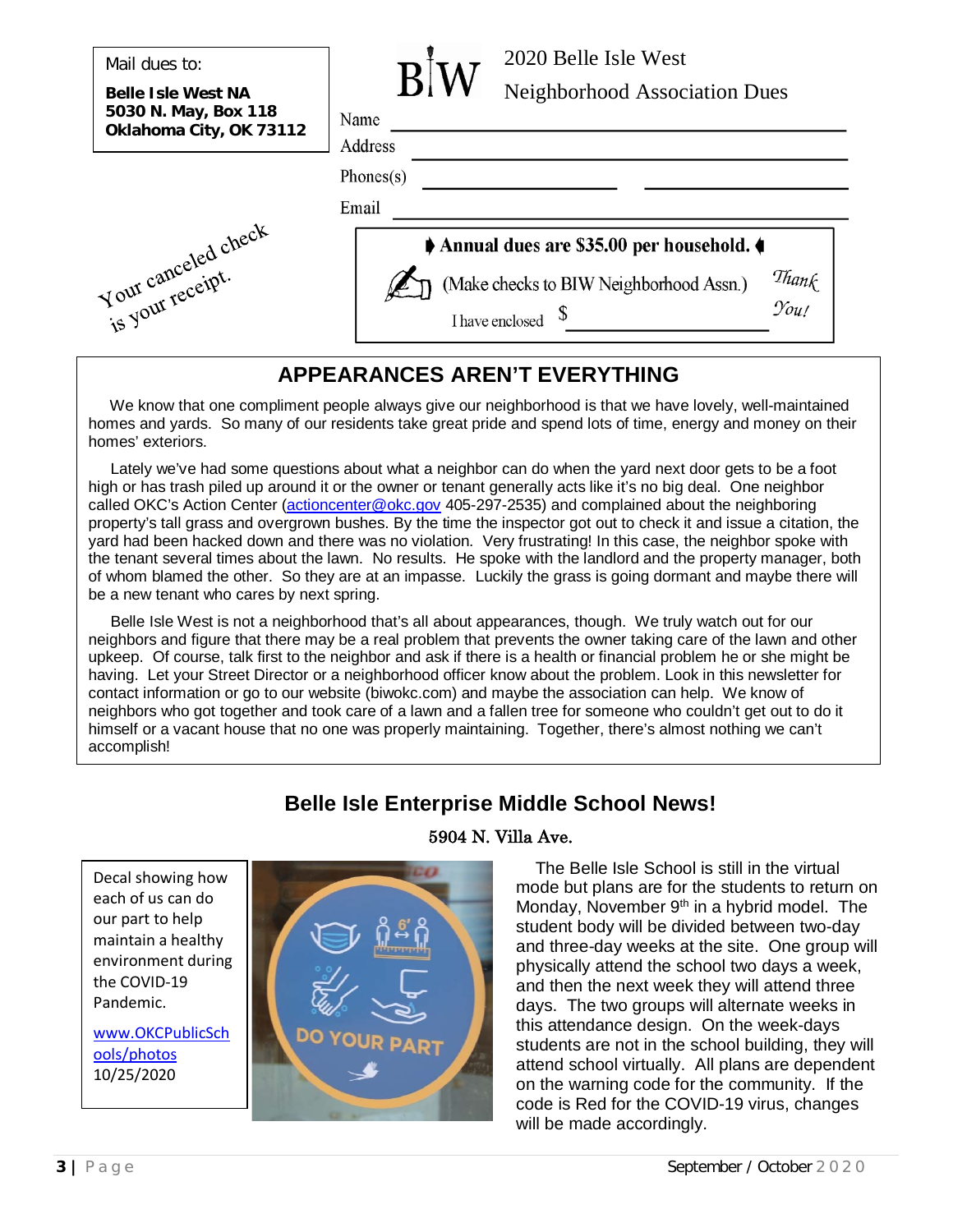Mail dues to:

**Belle Isle West NA**
**5030 N. May, Box 118**
**Oklahoma City, OK 73112**

BIW

2020 Belle Isle West
Neighborhood Association Dues

Name ____________________

Address ____________________

Phones(s) ____________ ____________

Email ____________________

**Annual dues are $35.00 per household.**

(Make checks to BIW Neighborhood Assn.)

I have enclosed $ ____________

*Thank You!*

*Your canceled check is your receipt.*

## APPEARANCES AREN'T EVERYTHING

We know that one compliment people always give our neighborhood is that we have lovely, well-maintained homes and yards. So many of our residents take great pride and spend lots of time, energy and money on their homes' exteriors.

Lately we've had some questions about what a neighbor can do when the yard next door gets to be a foot high or has trash piled up around it or the owner or tenant generally acts like it's no big deal. One neighbor called OKC's Action Center (actioncenter@okc.gov 405-297-2535) and complained about the neighboring property's tall grass and overgrown bushes. By the time the inspector got out to check it and issue a citation, the yard had been hacked down and there was no violation. Very frustrating! In this case, the neighbor spoke with the tenant several times about the lawn. No results. He spoke with the landlord and the property manager, both of whom blamed the other. So they are at an impasse. Luckily the grass is going dormant and maybe there will be a new tenant who cares by next spring.

Belle Isle West is not a neighborhood that's all about appearances, though. We truly watch out for our neighbors and figure that there may be a real problem that prevents the owner taking care of the lawn and other upkeep. Of course, talk first to the neighbor and ask if there is a health or financial problem he or she might be having. Let your Street Director or a neighborhood officer know about the problem. Look in this newsletter for contact information or go to our website (biwokc.com) and maybe the association can help. We know of neighbors who got together and took care of a lawn and a fallen tree for someone who couldn't get out to do it himself or a vacant house that no one was properly maintaining. Together, there's almost nothing we can't accomplish!

## Belle Isle Enterprise Middle School News!

5904 N. Villa Ave.

Decal showing how each of us can do our part to help maintain a healthy environment during the COVID-19 Pandemic.

www.OKCPublicSchools/photos
10/25/2020

The Belle Isle School is still in the virtual mode but plans are for the students to return on Monday, November 9th in a hybrid model. The student body will be divided between two-day and three-day weeks at the site. One group will physically attend the school two days a week, and then the next week they will attend three days. The two groups will alternate weeks in this attendance design. On the week-days students are not in the school building, they will attend school virtually. All plans are dependent on the warning code for the community. If the code is Red for the COVID-19 virus, changes will be made accordingly.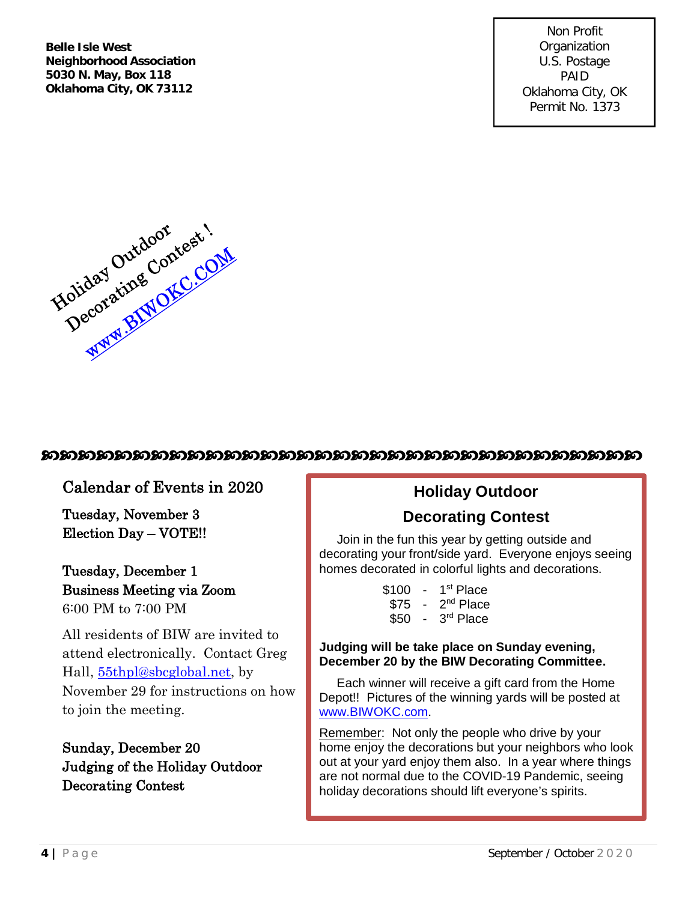**Belle Isle West**
**Neighborhood Association**
**5030 N. May, Box 118**
**Oklahoma City, OK 73112**

Non Profit
Organization
U.S. Postage
PAID
Oklahoma City, OK
Permit No. 1373

Holiday Outdoor
Decorating Contest !
www.BIWOKC.COM

## Calendar of Events in 2020

**Tuesday, November 3**
**Election Day – VOTE!!**

**Tuesday, December 1**
**Business Meeting via Zoom**
6:00 PM to 7:00 PM

All residents of BIW are invited to attend electronically. Contact Greg Hall, 55thpl@sbcglobal.net, by November 29 for instructions on how to join the meeting.

**Sunday, December 20**
**Judging of the Holiday Outdoor Decorating Contest**

## Holiday Outdoor Decorating Contest

Join in the fun this year by getting outside and decorating your front/side yard. Everyone enjoys seeing homes decorated in colorful lights and decorations.

| | | |
|---|---|---|
| $100 | - | 1st Place |
| $75 | - | 2nd Place |
| $50 | - | 3rd Place |

**Judging will be take place on Sunday evening, December 20 by the BIW Decorating Committee.**

Each winner will receive a gift card from the Home Depot!! Pictures of the winning yards will be posted at www.BIWOKC.com.

Remember: Not only the people who drive by your home enjoy the decorations but your neighbors who look out at your yard enjoy them also. In a year where things are not normal due to the COVID-19 Pandemic, seeing holiday decorations should lift everyone's spirits.